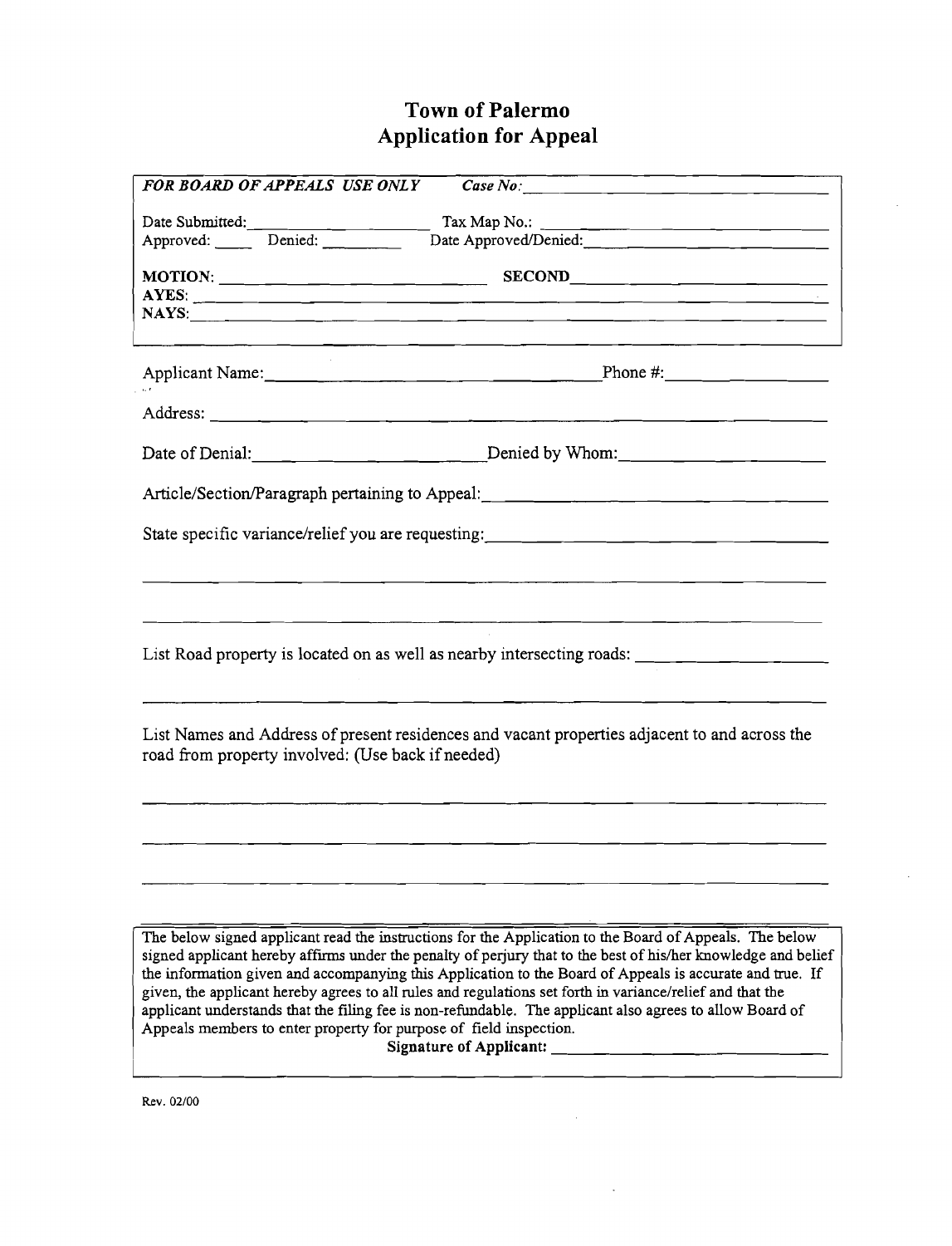# Town of Palermo
## Application for Appeal

***FOR BOARD OF APPEALS USE ONLY*** ***Case No:*** ______________________

Date Submitted: ______________ Tax Map No.: ______________________

Approved: _____ Denied: ________ Date Approved/Denied: ______________________

**MOTION:** ______________________ **SECOND** ______________________

**AYES:** ____________________________________________

**NAYS:** ____________________________________________

Applicant Name: ______________________________ Phone #: ______________

Address: ____________________________________________

Date of Denial: ____________________ Denied by Whom: ____________________

Article/Section/Paragraph pertaining to Appeal: ______________________________

State specific variance/relief you are requesting: ______________________________

____________________________________________

____________________________________________

List Road property is located on as well as nearby intersecting roads: ______________

____________________________________________

List Names and Address of present residences and vacant properties adjacent to and across the road from property involved: (Use back if needed)

____________________________________________

____________________________________________

____________________________________________

The below signed applicant read the instructions for the Application to the Board of Appeals. The below signed applicant hereby affirms under the penalty of perjury that to the best of his/her knowledge and belief the information given and accompanying this Application to the Board of Appeals is accurate and true. If given, the applicant hereby agrees to all rules and regulations set forth in variance/relief and that the applicant understands that the filing fee is non-refundable. The applicant also agrees to allow Board of Appeals members to enter property for purpose of field inspection.

**Signature of Applicant:** ______________________

Rev. 02/00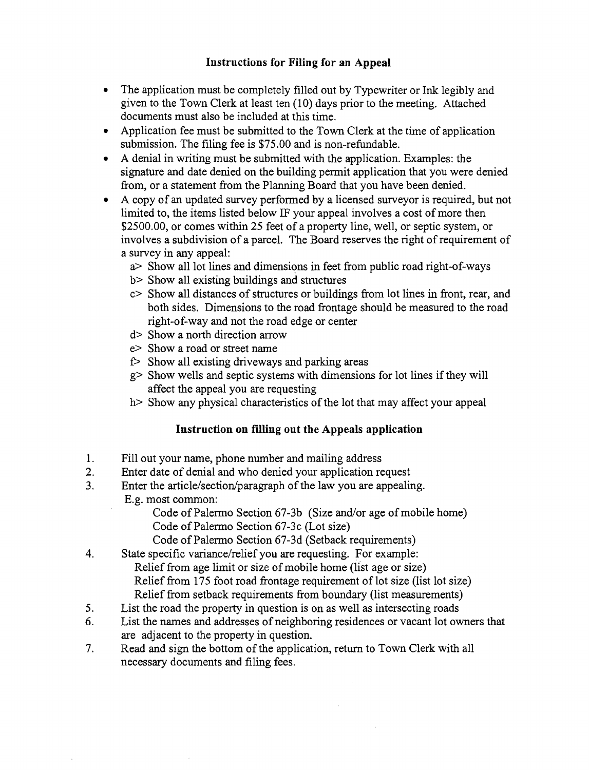## Instructions for Filing for an Appeal

- The application must be completely filled out by Typewriter or Ink legibly and given to the Town Clerk at least ten (10) days prior to the meeting. Attached documents must also be included at this time.
- Application fee must be submitted to the Town Clerk at the time of application submission. The filing fee is $75.00 and is non-refundable.
- A denial in writing must be submitted with the application. Examples: the signature and date denied on the building permit application that you were denied from, or a statement from the Planning Board that you have been denied.
- A copy of an updated survey performed by a licensed surveyor is required, but not limited to, the items listed below IF your appeal involves a cost of more then $2500.00, or comes within 25 feet of a property line, well, or septic system, or involves a subdivision of a parcel. The Board reserves the right of requirement of a survey in any appeal:
  - a> Show all lot lines and dimensions in feet from public road right-of-ways
  - b> Show all existing buildings and structures
  - c> Show all distances of structures or buildings from lot lines in front, rear, and both sides. Dimensions to the road frontage should be measured to the road right-of-way and not the road edge or center
  - d> Show a north direction arrow
  - e> Show a road or street name
  - f> Show all existing driveways and parking areas
  - g> Show wells and septic systems with dimensions for lot lines if they will affect the appeal you are requesting
  - h> Show any physical characteristics of the lot that may affect your appeal

## Instruction on filling out the Appeals application

1. Fill out your name, phone number and mailing address
2. Enter date of denial and who denied your application request
3. Enter the article/section/paragraph of the law you are appealing.
   E.g. most common:
   - Code of Palermo Section 67-3b (Size and/or age of mobile home)
   - Code of Palermo Section 67-3c (Lot size)
   - Code of Palermo Section 67-3d (Setback requirements)
4. State specific variance/relief you are requesting. For example:
   - Relief from age limit or size of mobile home (list age or size)
   - Relief from 175 foot road frontage requirement of lot size (list lot size)
   - Relief from setback requirements from boundary (list measurements)
5. List the road the property in question is on as well as intersecting roads
6. List the names and addresses of neighboring residences or vacant lot owners that are adjacent to the property in question.
7. Read and sign the bottom of the application, return to Town Clerk with all necessary documents and filing fees.